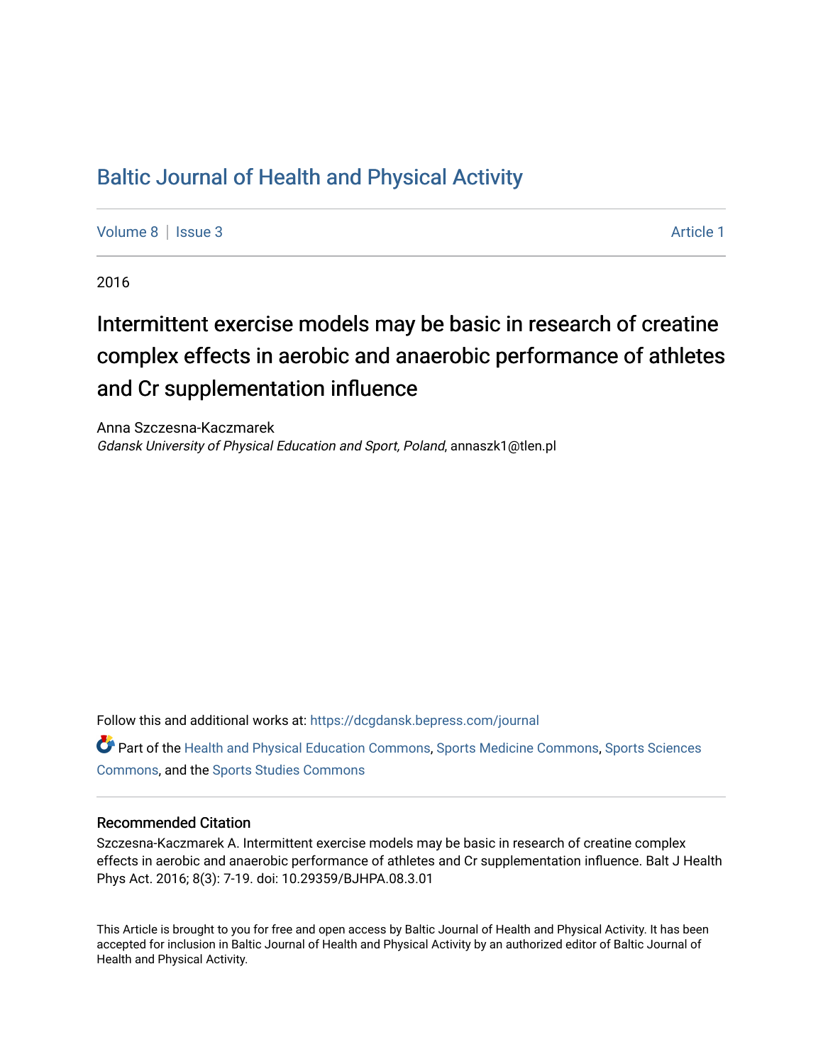# Baltic Journal of Health and Physical Activity

Volume 8 | Issue 3 Article 1

2016

## Intermittent exercise models may be basic in research of creatine complex effects in aerobic and anaerobic performance of athletes and Cr supplementation influence

Anna Szczesna-Kaczmarek
*Gdansk University of Physical Education and Sport, Poland*, annaszk1@tlen.pl

Follow this and additional works at: https://dcgdansk.bepress.com/journal

Part of the Health and Physical Education Commons, Sports Medicine Commons, Sports Sciences Commons, and the Sports Studies Commons

### Recommended Citation

Szczesna-Kaczmarek A. Intermittent exercise models may be basic in research of creatine complex effects in aerobic and anaerobic performance of athletes and Cr supplementation influence. Balt J Health Phys Act. 2016; 8(3): 7-19. doi: 10.29359/BJHPA.08.3.01

This Article is brought to you for free and open access by Baltic Journal of Health and Physical Activity. It has been accepted for inclusion in Baltic Journal of Health and Physical Activity by an authorized editor of Baltic Journal of Health and Physical Activity.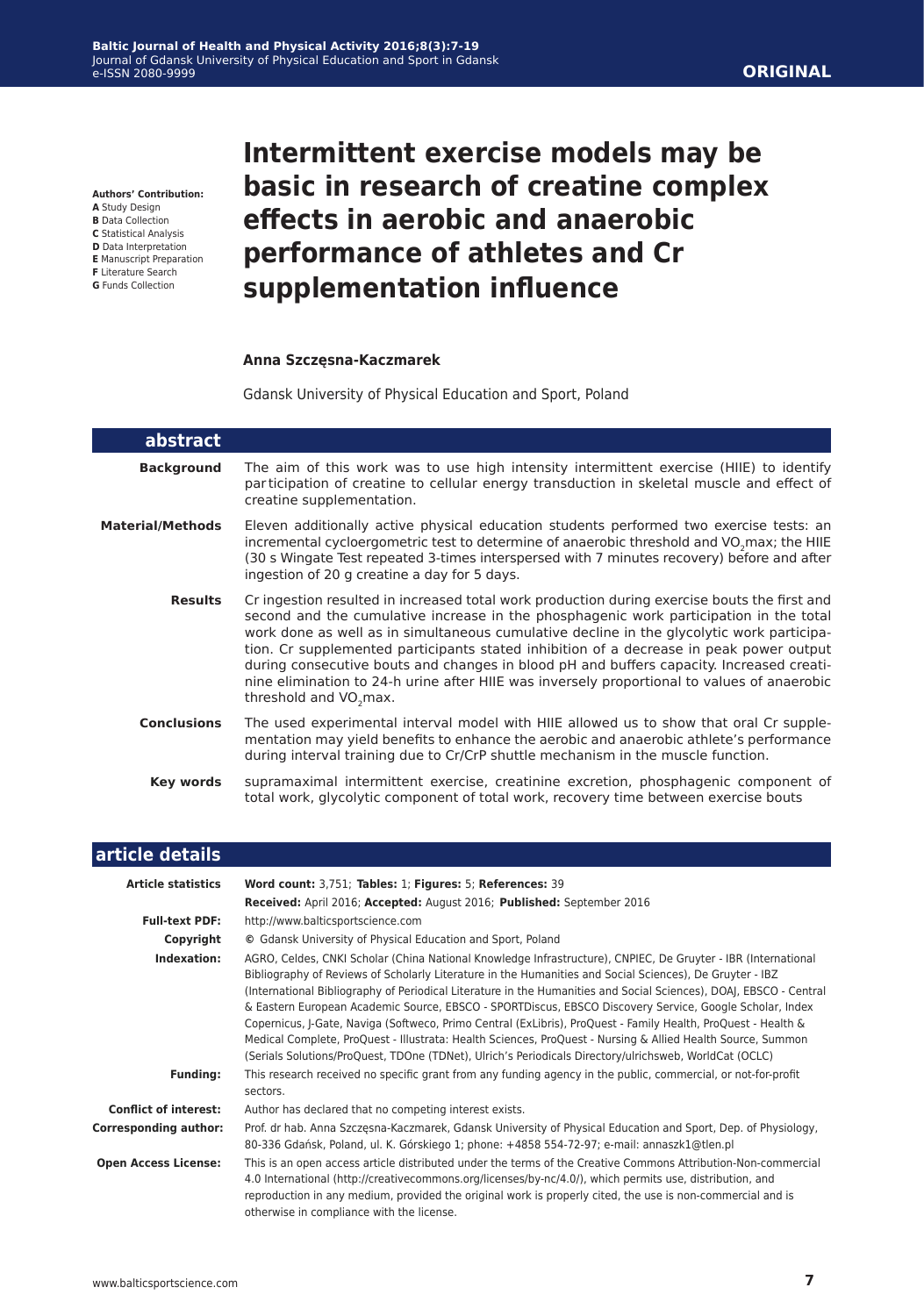**Authors' Contribution:**
**A** Study Design
**B** Data Collection
**C** Statistical Analysis
**D** Data Interpretation
**E** Manuscript Preparation
**F** Literature Search
**G** Funds Collection

# Intermittent exercise models may be basic in research of creatine complex effects in aerobic and anaerobic performance of athletes and Cr supplementation influence

**Anna Szczęsna-Kaczmarek**

Gdansk University of Physical Education and Sport, Poland

## abstract

**Background**

The aim of this work was to use high intensity intermittent exercise (HIIE) to identify participation of creatine to cellular energy transduction in skeletal muscle and effect of creatine supplementation.

**Material/Methods**

Eleven additionally active physical education students performed two exercise tests: an incremental cycloergometric test to determine of anaerobic threshold and $VO_2$max; the HIIE (30 s Wingate Test repeated 3-times interspersed with 7 minutes recovery) before and after ingestion of 20 g creatine a day for 5 days.

**Results**

Cr ingestion resulted in increased total work production during exercise bouts the first and second and the cumulative increase in the phosphagenic work participation in the total work done as well as in simultaneous cumulative decline in the glycolytic work participation. Cr supplemented participants stated inhibition of a decrease in peak power output during consecutive bouts and changes in blood pH and buffers capacity. Increased creatinine elimination to 24-h urine after HIIE was inversely proportional to values of anaerobic threshold and $VO_2$max.

**Conclusions**

The used experimental interval model with HIIE allowed us to show that oral Cr supplementation may yield benefits to enhance the aerobic and anaerobic athlete's performance during interval training due to Cr/CrP shuttle mechanism in the muscle function.

**Key words**

supramaximal intermittent exercise, creatinine excretion, phosphagenic component of total work, glycolytic component of total work, recovery time between exercise bouts

## article details

| | |
|---|---|
| **Article statistics** | **Word count:** 3,751; **Tables:** 1; **Figures:** 5; **References:** 39 |
| | **Received:** April 2016; **Accepted:** August 2016; **Published:** September 2016 |
| **Full-text PDF:** | http://www.balticsportscience.com |
| **Copyright** | © Gdansk University of Physical Education and Sport, Poland |
| **Indexation:** | AGRO, Celdes, CNKI Scholar (China National Knowledge Infrastructure), CNPIEC, De Gruyter - IBR (International Bibliography of Reviews of Scholarly Literature in the Humanities and Social Sciences), De Gruyter - IBZ (International Bibliography of Periodical Literature in the Humanities and Social Sciences), DOAJ, EBSCO - Central & Eastern European Academic Source, EBSCO - SPORTDiscus, EBSCO Discovery Service, Google Scholar, Index Copernicus, J-Gate, Naviga (Softweco, Primo Central (ExLibris), ProQuest - Family Health, ProQuest - Health & Medical Complete, ProQuest - Illustrata: Health Sciences, ProQuest - Nursing & Allied Health Source, Summon (Serials Solutions/ProQuest, TDOne (TDNet), Ulrich's Periodicals Directory/ulrichsweb, WorldCat (OCLC) |
| **Funding:** | This research received no specific grant from any funding agency in the public, commercial, or not-for-profit sectors. |
| **Conflict of interest:** | Author has declared that no competing interest exists. |
| **Corresponding author:** | Prof. dr hab. Anna Szczęsna-Kaczmarek, Gdansk University of Physical Education and Sport, Dep. of Physiology, 80-336 Gdańsk, Poland, ul. K. Górskiego 1; phone: +4858 554-72-97; e-mail: annaszk1@tlen.pl |
| **Open Access License:** | This is an open access article distributed under the terms of the Creative Commons Attribution-Non-commercial 4.0 International (http://creativecommons.org/licenses/by-nc/4.0/), which permits use, distribution, and reproduction in any medium, provided the original work is properly cited, the use is non-commercial and is otherwise in compliance with the license. |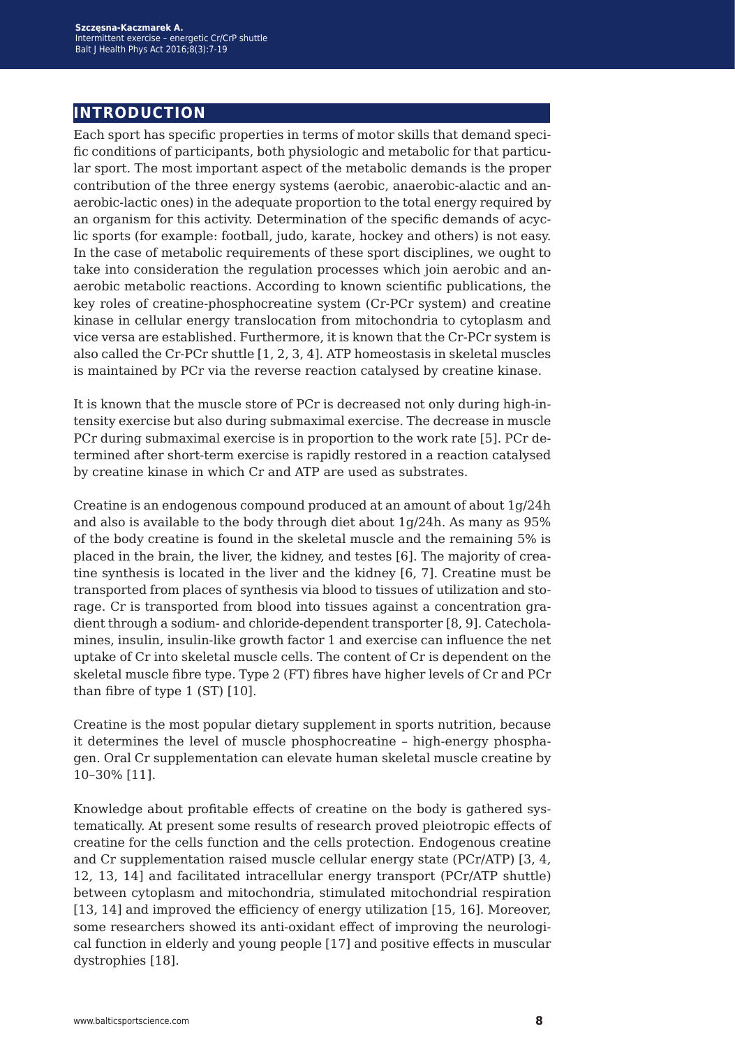## INTRODUCTION

Each sport has specific properties in terms of motor skills that demand specific conditions of participants, both physiologic and metabolic for that particular sport. The most important aspect of the metabolic demands is the proper contribution of the three energy systems (aerobic, anaerobic-alactic and anaerobic-lactic ones) in the adequate proportion to the total energy required by an organism for this activity. Determination of the specific demands of acyclic sports (for example: football, judo, karate, hockey and others) is not easy. In the case of metabolic requirements of these sport disciplines, we ought to take into consideration the regulation processes which join aerobic and anaerobic metabolic reactions. According to known scientific publications, the key roles of creatine-phosphocreatine system (Cr-PCr system) and creatine kinase in cellular energy translocation from mitochondria to cytoplasm and vice versa are established. Furthermore, it is known that the Cr-PCr system is also called the Cr-PCr shuttle [1, 2, 3, 4]. ATP homeostasis in skeletal muscles is maintained by PCr via the reverse reaction catalysed by creatine kinase.

It is known that the muscle store of PCr is decreased not only during high-intensity exercise but also during submaximal exercise. The decrease in muscle PCr during submaximal exercise is in proportion to the work rate [5]. PCr determined after short-term exercise is rapidly restored in a reaction catalysed by creatine kinase in which Cr and ATP are used as substrates.

Creatine is an endogenous compound produced at an amount of about 1g/24h and also is available to the body through diet about 1g/24h. As many as 95% of the body creatine is found in the skeletal muscle and the remaining 5% is placed in the brain, the liver, the kidney, and testes [6]. The majority of creatine synthesis is located in the liver and the kidney [6, 7]. Creatine must be transported from places of synthesis via blood to tissues of utilization and storage. Cr is transported from blood into tissues against a concentration gradient through a sodium- and chloride-dependent transporter [8, 9]. Catecholamines, insulin, insulin-like growth factor 1 and exercise can influence the net uptake of Cr into skeletal muscle cells. The content of Cr is dependent on the skeletal muscle fibre type. Type 2 (FT) fibres have higher levels of Cr and PCr than fibre of type 1 (ST) [10].

Creatine is the most popular dietary supplement in sports nutrition, because it determines the level of muscle phosphocreatine – high-energy phosphagen. Oral Cr supplementation can elevate human skeletal muscle creatine by 10–30% [11].

Knowledge about profitable effects of creatine on the body is gathered systematically. At present some results of research proved pleiotropic effects of creatine for the cells function and the cells protection. Endogenous creatine and Cr supplementation raised muscle cellular energy state (PCr/ATP) [3, 4, 12, 13, 14] and facilitated intracellular energy transport (PCr/ATP shuttle) between cytoplasm and mitochondria, stimulated mitochondrial respiration [13, 14] and improved the efficiency of energy utilization [15, 16]. Moreover, some researchers showed its anti-oxidant effect of improving the neurological function in elderly and young people [17] and positive effects in muscular dystrophies [18].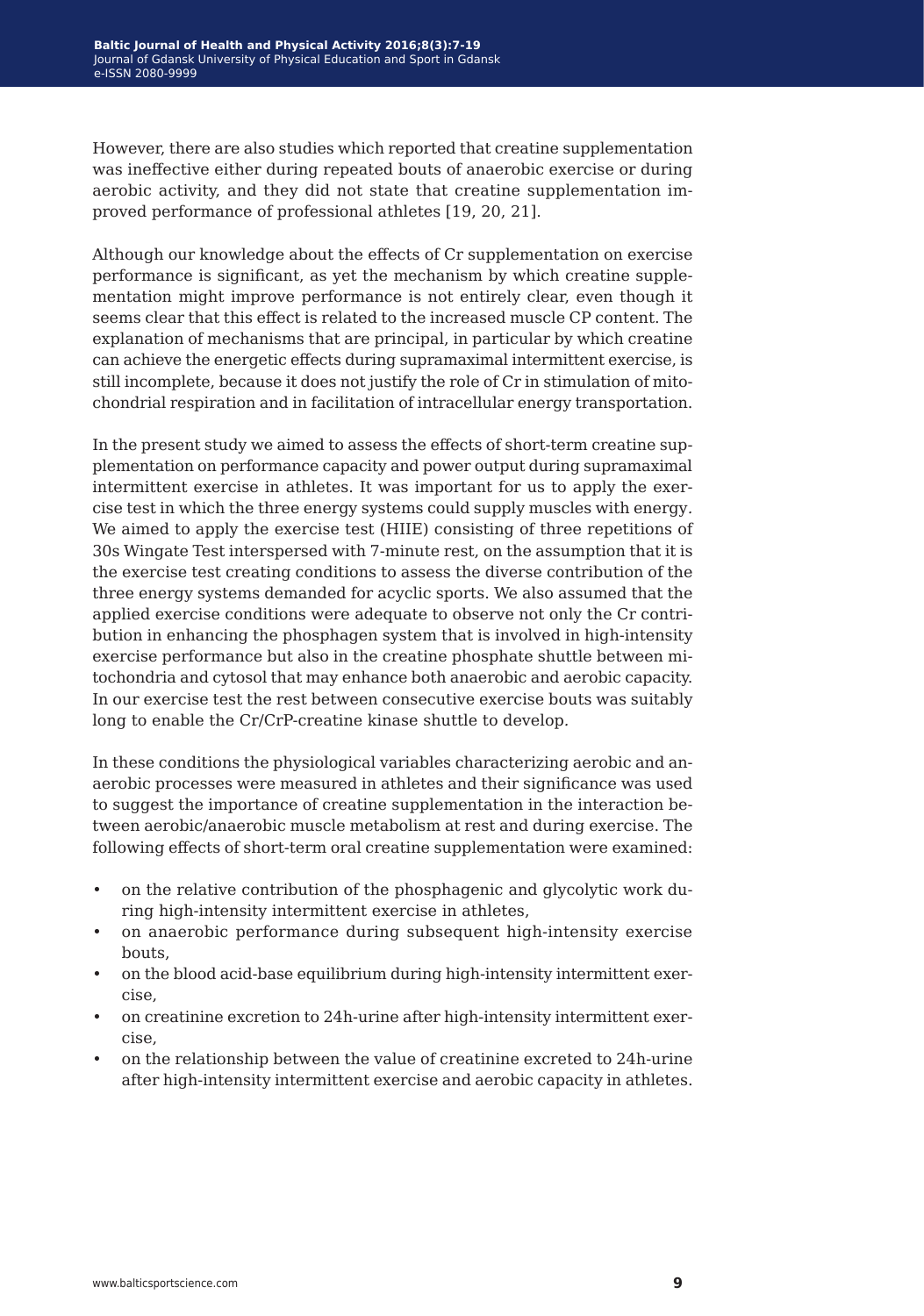However, there are also studies which reported that creatine supplementation was ineffective either during repeated bouts of anaerobic exercise or during aerobic activity, and they did not state that creatine supplementation improved performance of professional athletes [19, 20, 21].

Although our knowledge about the effects of Cr supplementation on exercise performance is significant, as yet the mechanism by which creatine supplementation might improve performance is not entirely clear, even though it seems clear that this effect is related to the increased muscle CP content. The explanation of mechanisms that are principal, in particular by which creatine can achieve the energetic effects during supramaximal intermittent exercise, is still incomplete, because it does not justify the role of Cr in stimulation of mitochondrial respiration and in facilitation of intracellular energy transportation.

In the present study we aimed to assess the effects of short-term creatine supplementation on performance capacity and power output during supramaximal intermittent exercise in athletes. It was important for us to apply the exercise test in which the three energy systems could supply muscles with energy. We aimed to apply the exercise test (HIIE) consisting of three repetitions of 30s Wingate Test interspersed with 7-minute rest, on the assumption that it is the exercise test creating conditions to assess the diverse contribution of the three energy systems demanded for acyclic sports. We also assumed that the applied exercise conditions were adequate to observe not only the Cr contribution in enhancing the phosphagen system that is involved in high-intensity exercise performance but also in the creatine phosphate shuttle between mitochondria and cytosol that may enhance both anaerobic and aerobic capacity. In our exercise test the rest between consecutive exercise bouts was suitably long to enable the Cr/CrP-creatine kinase shuttle to develop.

In these conditions the physiological variables characterizing aerobic and anaerobic processes were measured in athletes and their significance was used to suggest the importance of creatine supplementation in the interaction between aerobic/anaerobic muscle metabolism at rest and during exercise. The following effects of short-term oral creatine supplementation were examined:

- on the relative contribution of the phosphagenic and glycolytic work during high-intensity intermittent exercise in athletes,
- on anaerobic performance during subsequent high-intensity exercise bouts,
- on the blood acid-base equilibrium during high-intensity intermittent exercise,
- on creatinine excretion to 24h-urine after high-intensity intermittent exercise,
- on the relationship between the value of creatinine excreted to 24h-urine after high-intensity intermittent exercise and aerobic capacity in athletes.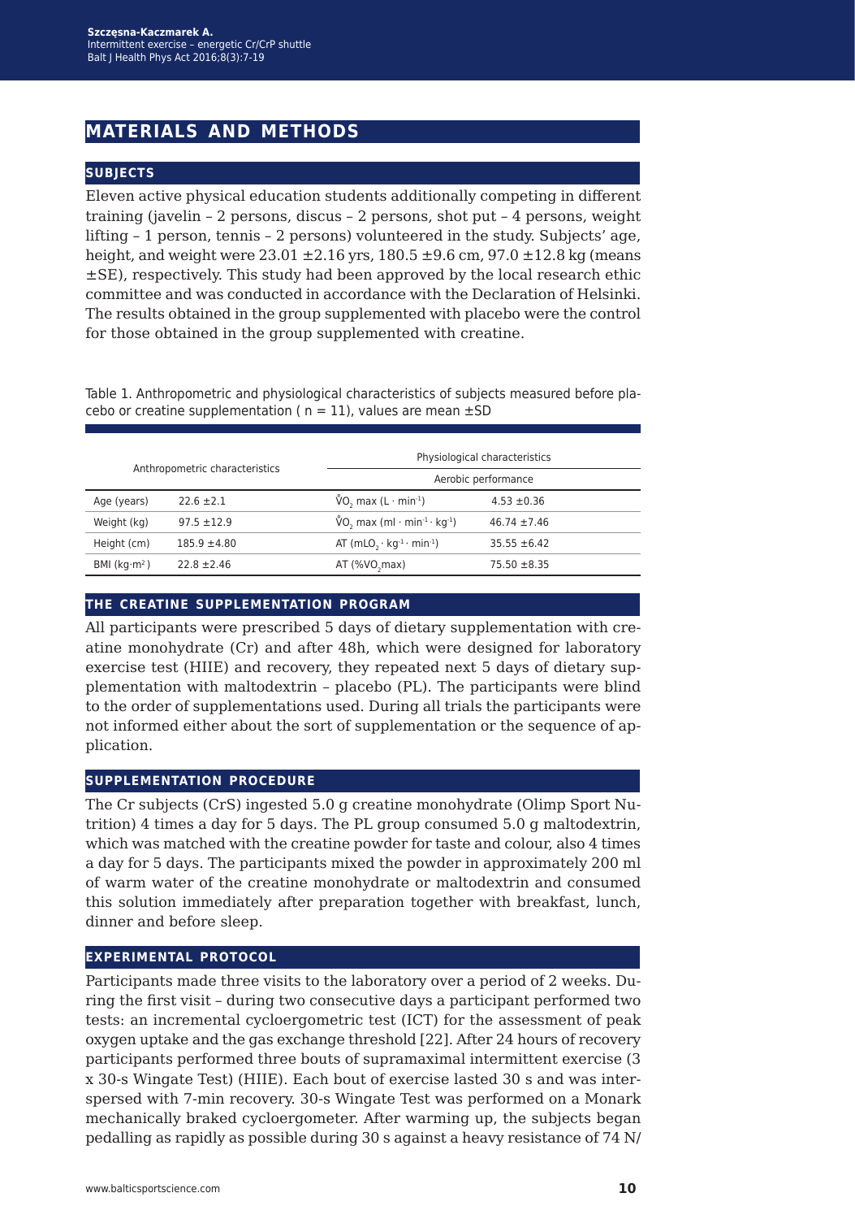## MATERIALS AND METHODS

### SUBJECTS

Eleven active physical education students additionally competing in different training (javelin – 2 persons, discus – 2 persons, shot put – 4 persons, weight lifting – 1 person, tennis – 2 persons) volunteered in the study. Subjects' age, height, and weight were 23.01 ±2.16 yrs, 180.5 ±9.6 cm, 97.0 ±12.8 kg (means ±SE), respectively. This study had been approved by the local research ethic committee and was conducted in accordance with the Declaration of Helsinki. The results obtained in the group supplemented with placebo were the control for those obtained in the group supplemented with creatine.

Table 1. Anthropometric and physiological characteristics of subjects measured before placebo or creatine supplementation ( n = 11), values are mean ±SD

| Anthropometric characteristics | | Physiological characteristics | |
|---|---|---|---|
| | | Aerobic performance | |
| Age (years) | 22.6 ±2.1 | $\dot{V}O_2$ max ($L \cdot min^{-1}$) | 4.53 ±0.36 |
| Weight (kg) | 97.5 ±12.9 | $\dot{V}O_2$ max ($ml \cdot min^{-1} \cdot kg^{-1}$) | 46.74 ±7.46 |
| Height (cm) | 185.9 ±4.80 | AT ($mlO_2 \cdot kg^{-1} \cdot min^{-1}$) | 35.55 ±6.42 |
| BMI ($kg \cdot m^2$) | 22.8 ±2.46 | AT (%$VO_2$max) | 75.50 ±8.35 |

### THE CREATINE SUPPLEMENTATION PROGRAM

All participants were prescribed 5 days of dietary supplementation with creatine monohydrate (Cr) and after 48h, which were designed for laboratory exercise test (HIIE) and recovery, they repeated next 5 days of dietary supplementation with maltodextrin – placebo (PL). The participants were blind to the order of supplementations used. During all trials the participants were not informed either about the sort of supplementation or the sequence of application.

### SUPPLEMENTATION PROCEDURE

The Cr subjects (CrS) ingested 5.0 g creatine monohydrate (Olimp Sport Nutrition) 4 times a day for 5 days. The PL group consumed 5.0 g maltodextrin, which was matched with the creatine powder for taste and colour, also 4 times a day for 5 days. The participants mixed the powder in approximately 200 ml of warm water of the creatine monohydrate or maltodextrin and consumed this solution immediately after preparation together with breakfast, lunch, dinner and before sleep.

### EXPERIMENTAL PROTOCOL

Participants made three visits to the laboratory over a period of 2 weeks. During the first visit – during two consecutive days a participant performed two tests: an incremental cycloergometric test (ICT) for the assessment of peak oxygen uptake and the gas exchange threshold [22]. After 24 hours of recovery participants performed three bouts of supramaximal intermittent exercise (3 x 30-s Wingate Test) (HIIE). Each bout of exercise lasted 30 s and was interspersed with 7-min recovery. 30-s Wingate Test was performed on a Monark mechanically braked cycloergometer. After warming up, the subjects began pedalling as rapidly as possible during 30 s against a heavy resistance of 74 N/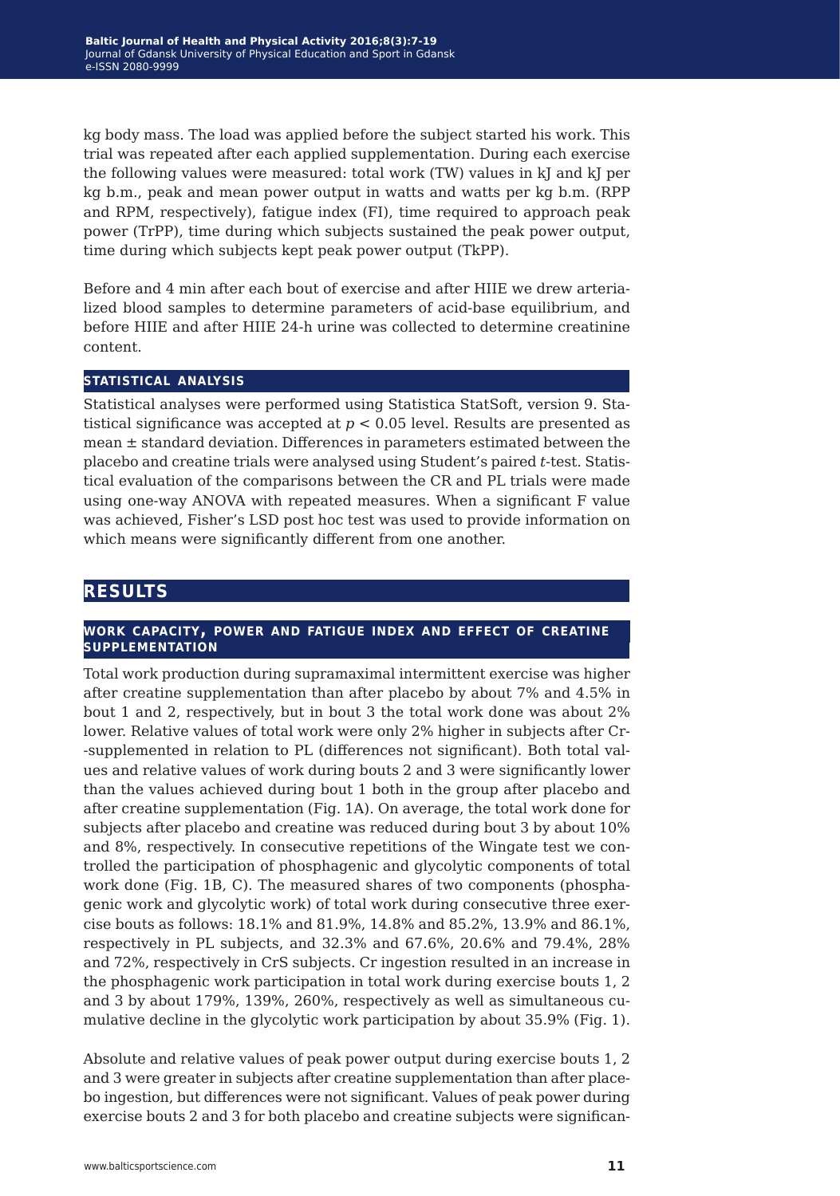kg body mass. The load was applied before the subject started his work. This trial was repeated after each applied supplementation. During each exercise the following values were measured: total work (TW) values in kJ and kJ per kg b.m., peak and mean power output in watts and watts per kg b.m. (RPP and RPM, respectively), fatigue index (FI), time required to approach peak power (TrPP), time during which subjects sustained the peak power output, time during which subjects kept peak power output (TkPP).

Before and 4 min after each bout of exercise and after HIIE we drew arterialized blood samples to determine parameters of acid-base equilibrium, and before HIIE and after HIIE 24-h urine was collected to determine creatinine content.

### STATISTICAL ANALYSIS

Statistical analyses were performed using Statistica StatSoft, version 9. Statistical significance was accepted at $p < 0.05$ level. Results are presented as mean ± standard deviation. Differences in parameters estimated between the placebo and creatine trials were analysed using Student's paired *t*-test. Statistical evaluation of the comparisons between the CR and PL trials were made using one-way ANOVA with repeated measures. When a significant F value was achieved, Fisher's LSD post hoc test was used to provide information on which means were significantly different from one another.

## RESULTS

### WORK CAPACITY, POWER AND FATIGUE INDEX AND EFFECT OF CREATINE SUPPLEMENTATION

Total work production during supramaximal intermittent exercise was higher after creatine supplementation than after placebo by about 7% and 4.5% in bout 1 and 2, respectively, but in bout 3 the total work done was about 2% lower. Relative values of total work were only 2% higher in subjects after Cr-supplemented in relation to PL (differences not significant). Both total values and relative values of work during bouts 2 and 3 were significantly lower than the values achieved during bout 1 both in the group after placebo and after creatine supplementation (Fig. 1A). On average, the total work done for subjects after placebo and creatine was reduced during bout 3 by about 10% and 8%, respectively. In consecutive repetitions of the Wingate test we controlled the participation of phosphagenic and glycolytic components of total work done (Fig. 1B, C). The measured shares of two components (phosphagenic work and glycolytic work) of total work during consecutive three exercise bouts as follows: 18.1% and 81.9%, 14.8% and 85.2%, 13.9% and 86.1%, respectively in PL subjects, and 32.3% and 67.6%, 20.6% and 79.4%, 28% and 72%, respectively in CrS subjects. Cr ingestion resulted in an increase in the phosphagenic work participation in total work during exercise bouts 1, 2 and 3 by about 179%, 139%, 260%, respectively as well as simultaneous cumulative decline in the glycolytic work participation by about 35.9% (Fig. 1).

Absolute and relative values of peak power output during exercise bouts 1, 2 and 3 were greater in subjects after creatine supplementation than after placebo ingestion, but differences were not significant. Values of peak power during exercise bouts 2 and 3 for both placebo and creatine subjects were significan-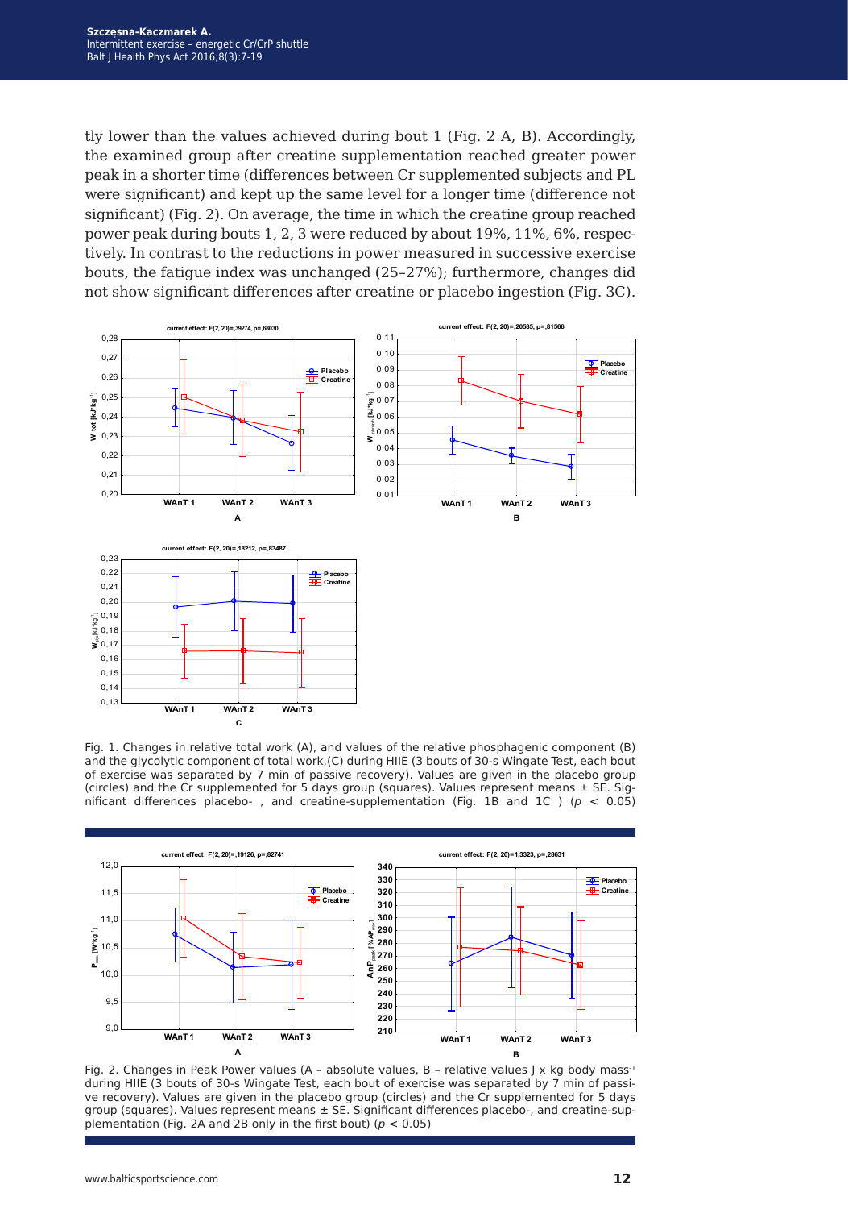tly lower than the values achieved during bout 1 (Fig. 2 A, B). Accordingly, the examined group after creatine supplementation reached greater power peak in a shorter time (differences between Cr supplemented subjects and PL were significant) and kept up the same level for a longer time (difference not significant) (Fig. 2). On average, the time in which the creatine group reached power peak during bouts 1, 2, 3 were reduced by about 19%, 11%, 6%, respectively. In contrast to the reductions in power measured in successive exercise bouts, the fatigue index was unchanged (25–27%); furthermore, changes did not show significant differences after creatine or placebo ingestion (Fig. 3C).

Fig. 1. Changes in relative total work (A), and values of the relative phosphagenic component (B) and the glycolytic component of total work,(C) during HIIE (3 bouts of 30-s Wingate Test, each bout of exercise was separated by 7 min of passive recovery). Values are given in the placebo group (circles) and the Cr supplemented for 5 days group (squares). Values represent means ± SE. Significant differences placebo- , and creatine-supplementation (Fig. 1B and 1C ) ($p < 0.05$)

Fig. 2. Changes in Peak Power values (A – absolute values, B – relative values J x kg body mass$^{-1}$ during HIIE (3 bouts of 30-s Wingate Test, each bout of exercise was separated by 7 min of passive recovery). Values are given in the placebo group (circles) and the Cr supplemented for 5 days group (squares). Values represent means ± SE. Significant differences placebo-, and creatine-supplementation (Fig. 2A and 2B only in the first bout) ($p < 0.05$)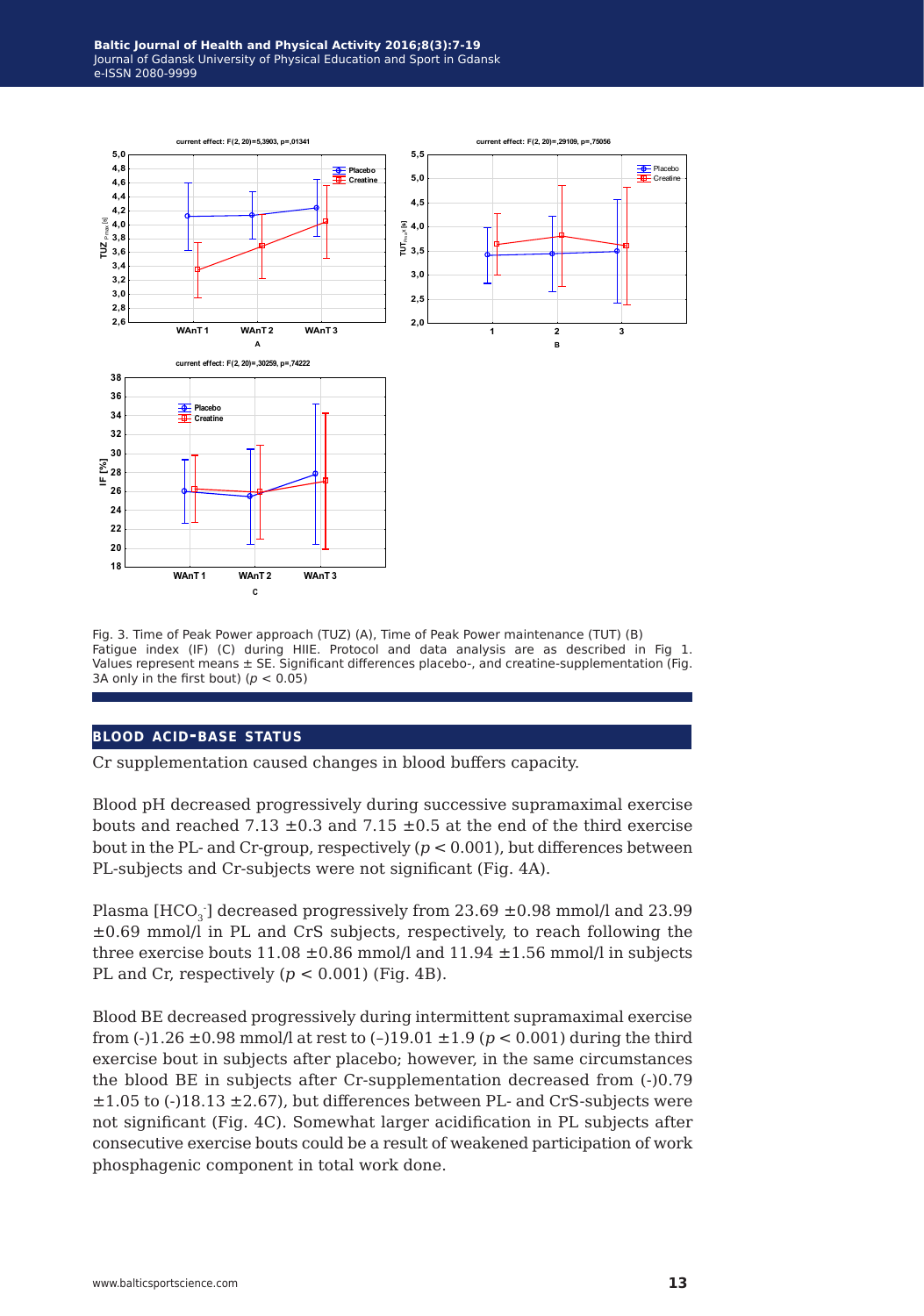Fig. 3. Time of Peak Power approach (TUZ) (A), Time of Peak Power maintenance (TUT) (B) Fatigue index (IF) (C) during HIIE. Protocol and data analysis are as described in Fig 1. Values represent means ± SE. Significant differences placebo-, and creatine-supplementation (Fig. 3A only in the first bout) ($p < 0.05$)

## BLOOD ACID-BASE STATUS

Cr supplementation caused changes in blood buffers capacity.

Blood pH decreased progressively during successive supramaximal exercise bouts and reached 7.13 ±0.3 and 7.15 ±0.5 at the end of the third exercise bout in the PL- and Cr-group, respectively ($p < 0.001$), but differences between PL-subjects and Cr-subjects were not significant (Fig. 4A).

Plasma [$HCO_3^-$] decreased progressively from 23.69 ±0.98 mmol/l and 23.99 ±0.69 mmol/l in PL and CrS subjects, respectively, to reach following the three exercise bouts 11.08 ±0.86 mmol/l and 11.94 ±1.56 mmol/l in subjects PL and Cr, respectively ($p < 0.001$) (Fig. 4B).

Blood BE decreased progressively during intermittent supramaximal exercise from (-)1.26 ±0.98 mmol/l at rest to (–)19.01 ±1.9 ($p < 0.001$) during the third exercise bout in subjects after placebo; however, in the same circumstances the blood BE in subjects after Cr-supplementation decreased from (-)0.79 ±1.05 to (-)18.13 ±2.67), but differences between PL- and CrS-subjects were not significant (Fig. 4C). Somewhat larger acidification in PL subjects after consecutive exercise bouts could be a result of weakened participation of work phosphagenic component in total work done.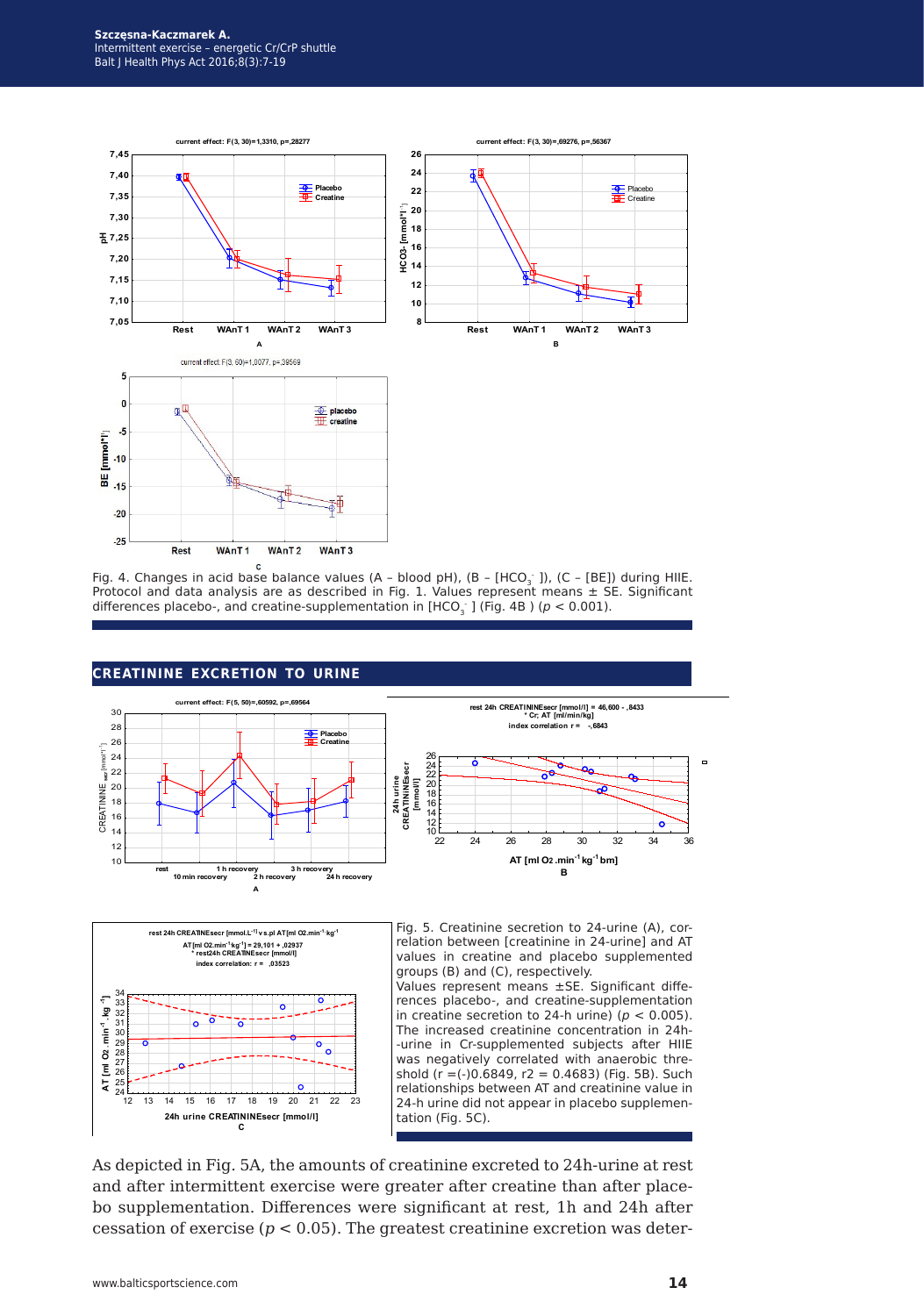Fig. 4. Changes in acid base balance values (A – blood pH), (B – $[HCO_3^-]$), (C – [BE]) during HIIE. Protocol and data analysis are as described in Fig. 1. Values represent means ± SE. Significant differences placebo-, and creatine-supplementation in $[HCO_3^-]$ (Fig. 4B ) ($p < 0.001$).

## CREATININE EXCRETION TO URINE

Fig. 5. Creatinine secretion to 24-urine (A), correlation between [creatinine in 24-urine] and AT values in creatine and placebo supplemented groups (B) and (C), respectively.
Values represent means ±SE. Significant differences placebo-, and creatine-supplementation in creatine secretion to 24-h urine) ($p < 0.005$). The increased creatinine concentration in 24h-urine in Cr-supplemented subjects after HIIE was negatively correlated with anaerobic threshold ($r = (-)0.6849$, $r2 = 0.4683$) (Fig. 5B). Such relationships between AT and creatinine value in 24-h urine did not appear in placebo supplementation (Fig. 5C).

As depicted in Fig. 5A, the amounts of creatinine excreted to 24h-urine at rest and after intermittent exercise were greater after creatine than after placebo supplementation. Differences were significant at rest, 1h and 24h after cessation of exercise ($p < 0.05$). The greatest creatinine excretion was deter-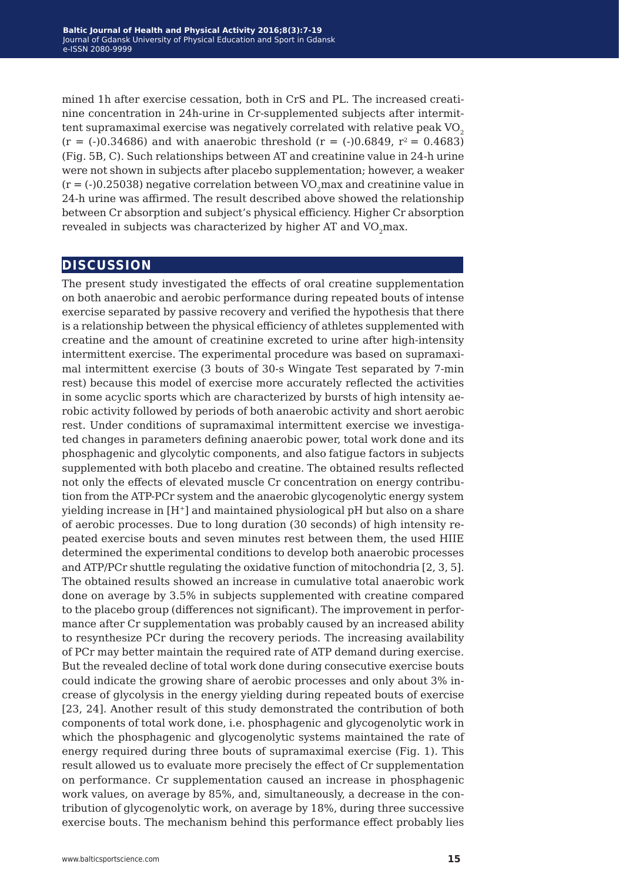mined 1h after exercise cessation, both in CrS and PL. The increased creatinine concentration in 24h-urine in Cr-supplemented subjects after intermittent supramaximal exercise was negatively correlated with relative peak $VO_2$ (r = (-)0.34686) and with anaerobic threshold (r = (-)0.6849, $r^2$ = 0.4683) (Fig. 5B, C). Such relationships between AT and creatinine value in 24-h urine were not shown in subjects after placebo supplementation; however, a weaker (r = (-)0.25038) negative correlation between $VO_2$max and creatinine value in 24-h urine was affirmed. The result described above showed the relationship between Cr absorption and subject's physical efficiency. Higher Cr absorption revealed in subjects was characterized by higher AT and $VO_2$max.

## DISCUSSION

The present study investigated the effects of oral creatine supplementation on both anaerobic and aerobic performance during repeated bouts of intense exercise separated by passive recovery and verified the hypothesis that there is a relationship between the physical efficiency of athletes supplemented with creatine and the amount of creatinine excreted to urine after high-intensity intermittent exercise. The experimental procedure was based on supramaximal intermittent exercise (3 bouts of 30-s Wingate Test separated by 7-min rest) because this model of exercise more accurately reflected the activities in some acyclic sports which are characterized by bursts of high intensity aerobic activity followed by periods of both anaerobic activity and short aerobic rest. Under conditions of supramaximal intermittent exercise we investigated changes in parameters defining anaerobic power, total work done and its phosphagenic and glycolytic components, and also fatigue factors in subjects supplemented with both placebo and creatine. The obtained results reflected not only the effects of elevated muscle Cr concentration on energy contribution from the ATP-PCr system and the anaerobic glycogenolytic energy system yielding increase in $[H^+]$ and maintained physiological pH but also on a share of aerobic processes. Due to long duration (30 seconds) of high intensity repeated exercise bouts and seven minutes rest between them, the used HIIE determined the experimental conditions to develop both anaerobic processes and ATP/PCr shuttle regulating the oxidative function of mitochondria [2, 3, 5]. The obtained results showed an increase in cumulative total anaerobic work done on average by 3.5% in subjects supplemented with creatine compared to the placebo group (differences not significant). The improvement in performance after Cr supplementation was probably caused by an increased ability to resynthesize PCr during the recovery periods. The increasing availability of PCr may better maintain the required rate of ATP demand during exercise. But the revealed decline of total work done during consecutive exercise bouts could indicate the growing share of aerobic processes and only about 3% increase of glycolysis in the energy yielding during repeated bouts of exercise [23, 24]. Another result of this study demonstrated the contribution of both components of total work done, i.e. phosphagenic and glycogenolytic work in which the phosphagenic and glycogenolytic systems maintained the rate of energy required during three bouts of supramaximal exercise (Fig. 1). This result allowed us to evaluate more precisely the effect of Cr supplementation on performance. Cr supplementation caused an increase in phosphagenic work values, on average by 85%, and, simultaneously, a decrease in the contribution of glycogenolytic work, on average by 18%, during three successive exercise bouts. The mechanism behind this performance effect probably lies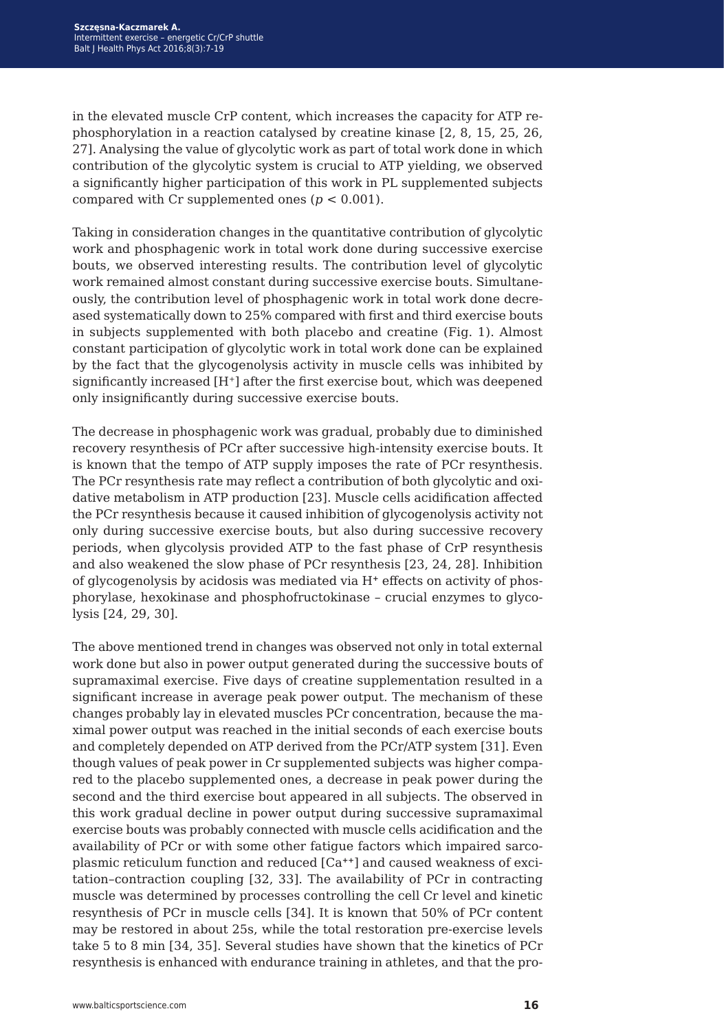in the elevated muscle CrP content, which increases the capacity for ATP rephosphorylation in a reaction catalysed by creatine kinase [2, 8, 15, 25, 26, 27]. Analysing the value of glycolytic work as part of total work done in which contribution of the glycolytic system is crucial to ATP yielding, we observed a significantly higher participation of this work in PL supplemented subjects compared with Cr supplemented ones ($p < 0.001$).

Taking in consideration changes in the quantitative contribution of glycolytic work and phosphagenic work in total work done during successive exercise bouts, we observed interesting results. The contribution level of glycolytic work remained almost constant during successive exercise bouts. Simultaneously, the contribution level of phosphagenic work in total work done decreased systematically down to 25% compared with first and third exercise bouts in subjects supplemented with both placebo and creatine (Fig. 1). Almost constant participation of glycolytic work in total work done can be explained by the fact that the glycogenolysis activity in muscle cells was inhibited by significantly increased $[H^+]$ after the first exercise bout, which was deepened only insignificantly during successive exercise bouts.

The decrease in phosphagenic work was gradual, probably due to diminished recovery resynthesis of PCr after successive high-intensity exercise bouts. It is known that the tempo of ATP supply imposes the rate of PCr resynthesis. The PCr resynthesis rate may reflect a contribution of both glycolytic and oxidative metabolism in ATP production [23]. Muscle cells acidification affected the PCr resynthesis because it caused inhibition of glycogenolysis activity not only during successive exercise bouts, but also during successive recovery periods, when glycolysis provided ATP to the fast phase of CrP resynthesis and also weakened the slow phase of PCr resynthesis [23, 24, 28]. Inhibition of glycogenolysis by acidosis was mediated via $H^+$ effects on activity of phosphorylase, hexokinase and phosphofructokinase – crucial enzymes to glycolysis [24, 29, 30].

The above mentioned trend in changes was observed not only in total external work done but also in power output generated during the successive bouts of supramaximal exercise. Five days of creatine supplementation resulted in a significant increase in average peak power output. The mechanism of these changes probably lay in elevated muscles PCr concentration, because the maximal power output was reached in the initial seconds of each exercise bouts and completely depended on ATP derived from the PCr/ATP system [31]. Even though values of peak power in Cr supplemented subjects was higher compared to the placebo supplemented ones, a decrease in peak power during the second and the third exercise bout appeared in all subjects. The observed in this work gradual decline in power output during successive supramaximal exercise bouts was probably connected with muscle cells acidification and the availability of PCr or with some other fatigue factors which impaired sarcoplasmic reticulum function and reduced $[Ca^{++}]$ and caused weakness of excitation–contraction coupling [32, 33]. The availability of PCr in contracting muscle was determined by processes controlling the cell Cr level and kinetic resynthesis of PCr in muscle cells [34]. It is known that 50% of PCr content may be restored in about 25s, while the total restoration pre-exercise levels take 5 to 8 min [34, 35]. Several studies have shown that the kinetics of PCr resynthesis is enhanced with endurance training in athletes, and that the pro-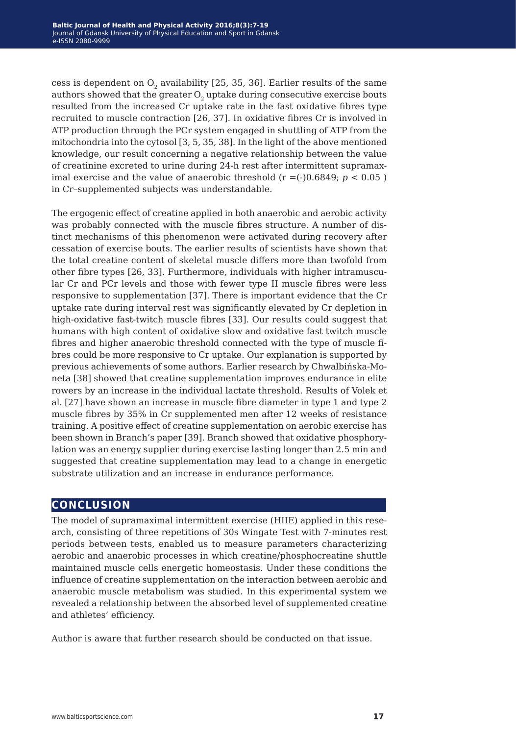cess is dependent on $O_2$ availability [25, 35, 36]. Earlier results of the same authors showed that the greater $O_2$ uptake during consecutive exercise bouts resulted from the increased Cr uptake rate in the fast oxidative fibres type recruited to muscle contraction [26, 37]. In oxidative fibres Cr is involved in ATP production through the PCr system engaged in shuttling of ATP from the mitochondria into the cytosol [3, 5, 35, 38]. In the light of the above mentioned knowledge, our result concerning a negative relationship between the value of creatinine excreted to urine during 24-h rest after intermittent supramaximal exercise and the value of anaerobic threshold ($r = (-)0.6849$; $p < 0.05$ ) in Cr–supplemented subjects was understandable.

The ergogenic effect of creatine applied in both anaerobic and aerobic activity was probably connected with the muscle fibres structure. A number of distinct mechanisms of this phenomenon were activated during recovery after cessation of exercise bouts. The earlier results of scientists have shown that the total creatine content of skeletal muscle differs more than twofold from other fibre types [26, 33]. Furthermore, individuals with higher intramuscular Cr and PCr levels and those with fewer type II muscle fibres were less responsive to supplementation [37]. There is important evidence that the Cr uptake rate during interval rest was significantly elevated by Cr depletion in high-oxidative fast-twitch muscle fibres [33]. Our results could suggest that humans with high content of oxidative slow and oxidative fast twitch muscle fibres and higher anaerobic threshold connected with the type of muscle fibres could be more responsive to Cr uptake. Our explanation is supported by previous achievements of some authors. Earlier research by Chwalbińska-Moneta [38] showed that creatine supplementation improves endurance in elite rowers by an increase in the individual lactate threshold. Results of Volek et al. [27] have shown an increase in muscle fibre diameter in type 1 and type 2 muscle fibres by 35% in Cr supplemented men after 12 weeks of resistance training. A positive effect of creatine supplementation on aerobic exercise has been shown in Branch's paper [39]. Branch showed that oxidative phosphorylation was an energy supplier during exercise lasting longer than 2.5 min and suggested that creatine supplementation may lead to a change in energetic substrate utilization and an increase in endurance performance.

## CONCLUSION

The model of supramaximal intermittent exercise (HIIE) applied in this research, consisting of three repetitions of 30s Wingate Test with 7-minutes rest periods between tests, enabled us to measure parameters characterizing aerobic and anaerobic processes in which creatine/phosphocreatine shuttle maintained muscle cells energetic homeostasis. Under these conditions the influence of creatine supplementation on the interaction between aerobic and anaerobic muscle metabolism was studied. In this experimental system we revealed a relationship between the absorbed level of supplemented creatine and athletes' efficiency.

Author is aware that further research should be conducted on that issue.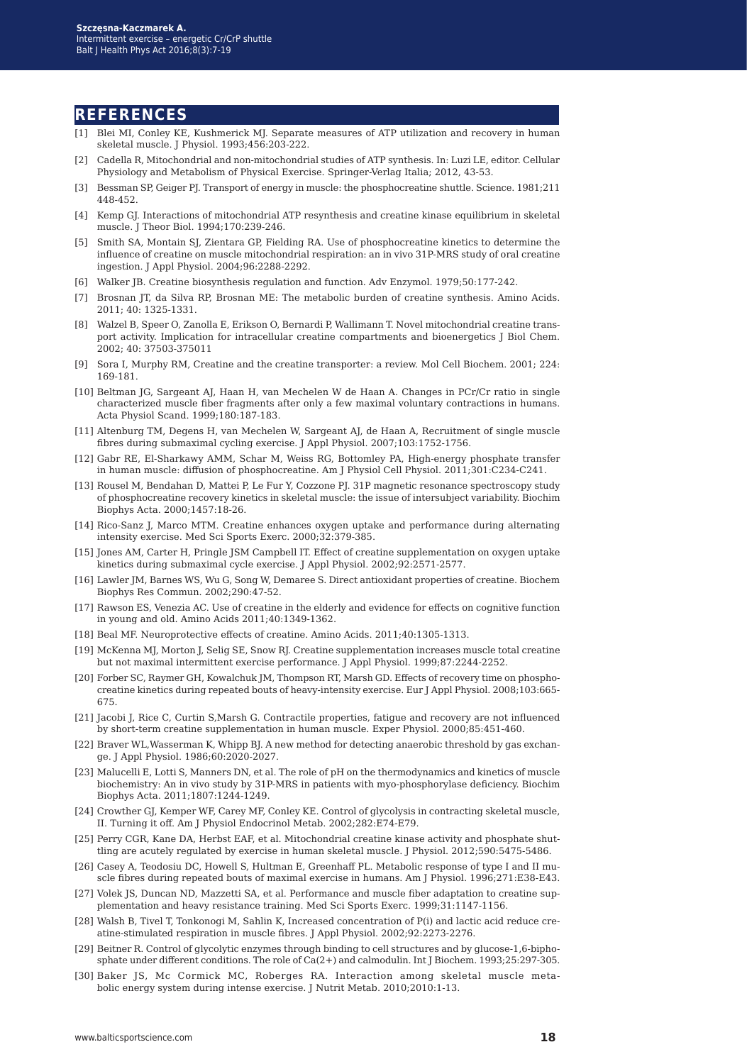## REFERENCES

[1] Blei MI, Conley KE, Kushmerick MJ. Separate measures of ATP utilization and recovery in human skeletal muscle. J Physiol. 1993;456:203-222.

[2] Cadella R, Mitochondrial and non-mitochondrial studies of ATP synthesis. In: Luzi LE, editor. Cellular Physiology and Metabolism of Physical Exercise. Springer-Verlag Italia; 2012, 43-53.

[3] Bessman SP, Geiger PJ. Transport of energy in muscle: the phosphocreatine shuttle. Science. 1981;211 448-452.

[4] Kemp GJ. Interactions of mitochondrial ATP resynthesis and creatine kinase equilibrium in skeletal muscle. J Theor Biol. 1994;170:239-246.

[5] Smith SA, Montain SJ, Zientara GP, Fielding RA. Use of phosphocreatine kinetics to determine the influence of creatine on muscle mitochondrial respiration: an in vivo 31P-MRS study of oral creatine ingestion. J Appl Physiol. 2004;96:2288-2292.

[6] Walker JB. Creatine biosynthesis regulation and function. Adv Enzymol. 1979;50:177-242.

[7] Brosnan JT, da Silva RP, Brosnan ME: The metabolic burden of creatine synthesis. Amino Acids. 2011; 40: 1325-1331.

[8] Walzel B, Speer O, Zanolla E, Erikson O, Bernardi P, Wallimann T. Novel mitochondrial creatine transport activity. Implication for intracellular creatine compartments and bioenergetics J Biol Chem. 2002; 40: 37503-375011

[9] Sora I, Murphy RM, Creatine and the creatine transporter: a review. Mol Cell Biochem. 2001; 224: 169-181.

[10] Beltman JG, Sargeant AJ, Haan H, van Mechelen W de Haan A. Changes in PCr/Cr ratio in single characterized muscle fiber fragments after only a few maximal voluntary contractions in humans. Acta Physiol Scand. 1999;180:187-183.

[11] Altenburg TM, Degens H, van Mechelen W, Sargeant AJ, de Haan A, Recruitment of single muscle fibres during submaximal cycling exercise. J Appl Physiol. 2007;103:1752-1756.

[12] Gabr RE, El-Sharkawy AMM, Schar M, Weiss RG, Bottomley PA, High-energy phosphate transfer in human muscle: diffusion of phosphocreatine. Am J Physiol Cell Physiol. 2011;301:C234-C241.

[13] Rousel M, Bendahan D, Mattei P, Le Fur Y, Cozzone PJ. 31P magnetic resonance spectroscopy study of phosphocreatine recovery kinetics in skeletal muscle: the issue of intersubject variability. Biochim Biophys Acta. 2000;1457:18-26.

[14] Rico-Sanz J, Marco MTM. Creatine enhances oxygen uptake and performance during alternating intensity exercise. Med Sci Sports Exerc. 2000;32:379-385.

[15] Jones AM, Carter H, Pringle JSM Campbell IT. Effect of creatine supplementation on oxygen uptake kinetics during submaximal cycle exercise. J Appl Physiol. 2002;92:2571-2577.

[16] Lawler JM, Barnes WS, Wu G, Song W, Demaree S. Direct antioxidant properties of creatine. Biochem Biophys Res Commun. 2002;290:47-52.

[17] Rawson ES, Venezia AC. Use of creatine in the elderly and evidence for effects on cognitive function in young and old. Amino Acids 2011;40:1349-1362.

[18] Beal MF. Neuroprotective effects of creatine. Amino Acids. 2011;40:1305-1313.

[19] McKenna MJ, Morton J, Selig SE, Snow RJ. Creatine supplementation increases muscle total creatine but not maximal intermittent exercise performance. J Appl Physiol. 1999;87:2244-2252.

[20] Forber SC, Raymer GH, Kowalchuk JM, Thompson RT, Marsh GD. Effects of recovery time on phosphocreatine kinetics during repeated bouts of heavy-intensity exercise. Eur J Appl Physiol. 2008;103:665-675.

[21] Jacobi J, Rice C, Curtin S,Marsh G. Contractile properties, fatigue and recovery are not influenced by short-term creatine supplementation in human muscle. Exper Physiol. 2000;85:451-460.

[22] Braver WL,Wasserman K, Whipp BJ. A new method for detecting anaerobic threshold by gas exchange. J Appl Physiol. 1986;60:2020-2027.

[23] Malucelli E, Lotti S, Manners DN, et al. The role of pH on the thermodynamics and kinetics of muscle biochemistry: An in vivo study by 31P-MRS in patients with myo-phosphorylase deficiency. Biochim Biophys Acta. 2011;1807:1244-1249.

[24] Crowther GJ, Kemper WF, Carey MF, Conley KE. Control of glycolysis in contracting skeletal muscle, II. Turning it off. Am J Physiol Endocrinol Metab. 2002;282:E74-E79.

[25] Perry CGR, Kane DA, Herbst EAF, et al. Mitochondrial creatine kinase activity and phosphate shuttling are acutely regulated by exercise in human skeletal muscle. J Physiol. 2012;590:5475-5486.

[26] Casey A, Teodosiu DC, Howell S, Hultman E, Greenhaff PL. Metabolic response of type I and II muscle fibres during repeated bouts of maximal exercise in humans. Am J Physiol. 1996;271:E38-E43.

[27] Volek JS, Duncan ND, Mazzetti SA, et al. Performance and muscle fiber adaptation to creatine supplementation and heavy resistance training. Med Sci Sports Exerc. 1999;31:1147-1156.

[28] Walsh B, Tivel T, Tonkonogi M, Sahlin K, Increased concentration of P(i) and lactic acid reduce creatine-stimulated respiration in muscle fibres. J Appl Physiol. 2002;92:2273-2276.

[29] Beitner R. Control of glycolytic enzymes through binding to cell structures and by glucose-1,6-biphosphate under different conditions. The role of $Ca(2+)$ and calmodulin. Int J Biochem. 1993;25:297-305.

[30] Baker JS, Mc Cormick MC, Roberges RA. Interaction among skeletal muscle metabolic energy system during intense exercise. J Nutrit Metab. 2010;2010:1-13.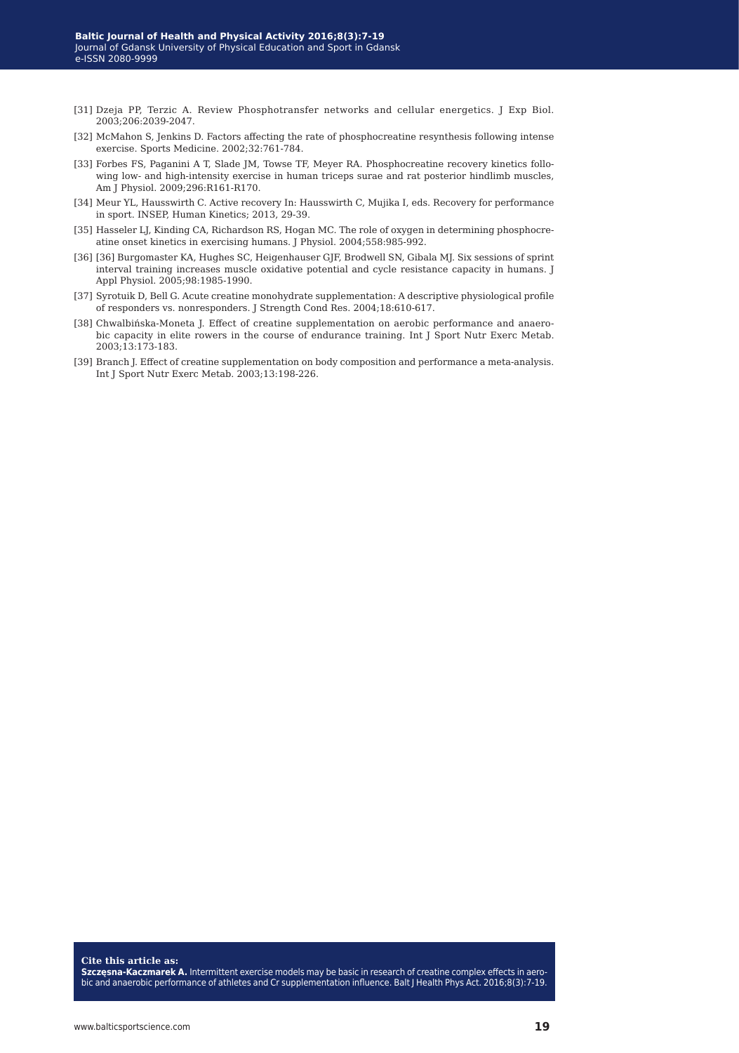[31] Dzeja PP, Terzic A. Review Phosphotransfer networks and cellular energetics. J Exp Biol. 2003;206:2039-2047.

[32] McMahon S, Jenkins D. Factors affecting the rate of phosphocreatine resynthesis following intense exercise. Sports Medicine. 2002;32:761-784.

[33] Forbes FS, Paganini A T, Slade JM, Towse TF, Meyer RA. Phosphocreatine recovery kinetics following low- and high-intensity exercise in human triceps surae and rat posterior hindlimb muscles, Am J Physiol. 2009;296:R161-R170.

[34] Meur YL, Hausswirth C. Active recovery In: Hausswirth C, Mujika I, eds. Recovery for performance in sport. INSEP, Human Kinetics; 2013, 29-39.

[35] Hasseler LJ, Kinding CA, Richardson RS, Hogan MC. The role of oxygen in determining phosphocreatine onset kinetics in exercising humans. J Physiol. 2004;558:985-992.

[36] [36] Burgomaster KA, Hughes SC, Heigenhauser GJF, Brodwell SN, Gibala MJ. Six sessions of sprint interval training increases muscle oxidative potential and cycle resistance capacity in humans. J Appl Physiol. 2005;98:1985-1990.

[37] Syrotuik D, Bell G. Acute creatine monohydrate supplementation: A descriptive physiological profile of responders vs. nonresponders. J Strength Cond Res. 2004;18:610-617.

[38] Chwalbińska-Moneta J. Effect of creatine supplementation on aerobic performance and anaerobic capacity in elite rowers in the course of endurance training. Int J Sport Nutr Exerc Metab. 2003;13:173-183.

[39] Branch J. Effect of creatine supplementation on body composition and performance a meta-analysis. Int J Sport Nutr Exerc Metab. 2003;13:198-226.

**Cite this article as:**
**Szczęsna-Kaczmarek A.** Intermittent exercise models may be basic in research of creatine complex effects in aerobic and anaerobic performance of athletes and Cr supplementation influence. Balt J Health Phys Act. 2016;8(3):7-19.